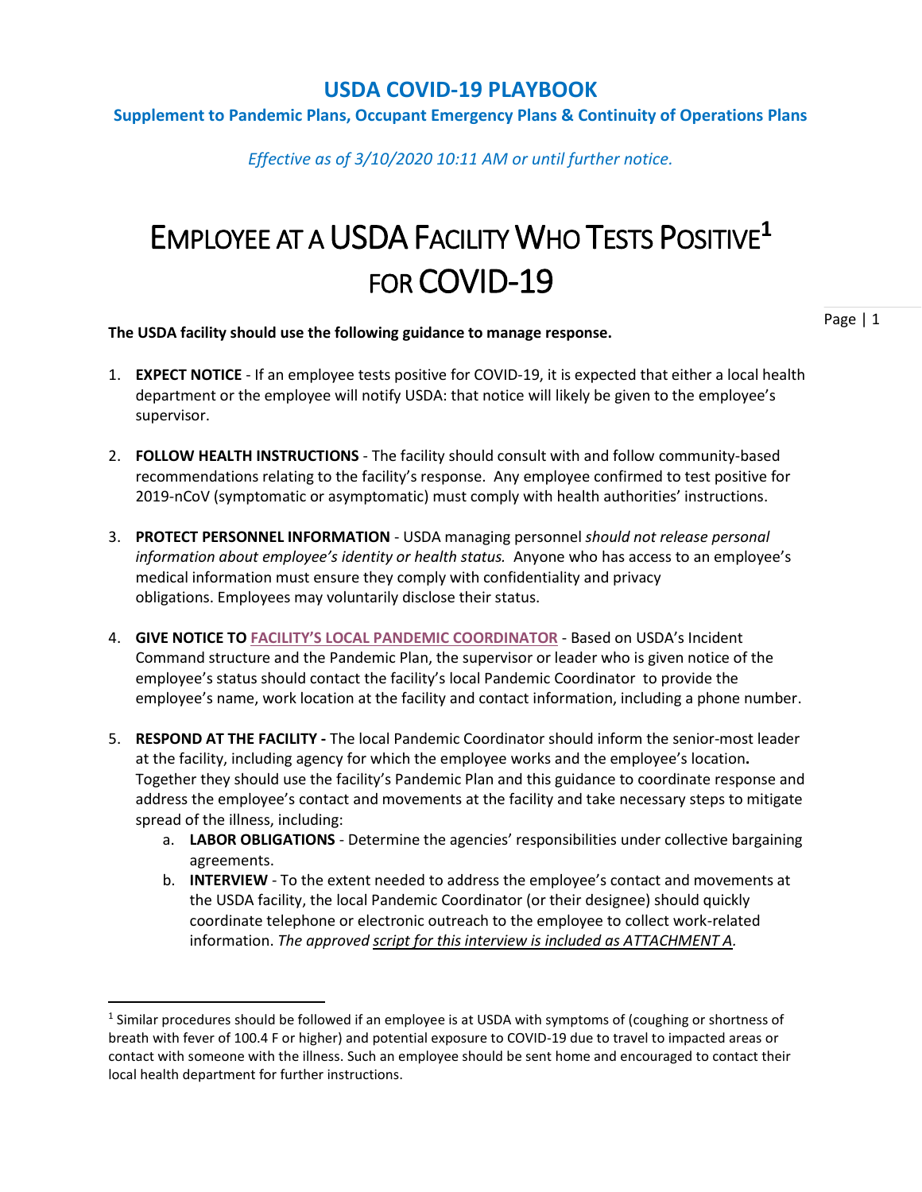# USDA COVID-19 PLAYBOOK

**Supplement to Pandemic Plans, Occupant Emergency Plans & Continuity of Operations Plans**

*Effective as of 3/10/2020 10:11 AM or until further notice.*

# EMPLOYEE AT A USDA FACILITY WHO TESTS POSITIVE[1] FOR COVID-19

**The USDA facility should use the following guidance to manage response.**

1. **EXPECT NOTICE** - If an employee tests positive for COVID-19, it is expected that either a local health department or the employee will notify USDA: that notice will likely be given to the employee's supervisor.

2. **FOLLOW HEALTH INSTRUCTIONS** - The facility should consult with and follow community-based recommendations relating to the facility's response. Any employee confirmed to test positive for 2019-nCoV (symptomatic or asymptomatic) must comply with health authorities' instructions.

3. **PROTECT PERSONNEL INFORMATION** - USDA managing personnel *should not release personal information about employee's identity or health status.* Anyone who has access to an employee's medical information must ensure they comply with confidentiality and privacy obligations. Employees may voluntarily disclose their status.

4. **GIVE NOTICE TO FACILITY'S LOCAL PANDEMIC COORDINATOR** - Based on USDA's Incident Command structure and the Pandemic Plan, the supervisor or leader who is given notice of the employee's status should contact the facility's local Pandemic Coordinator to provide the employee's name, work location at the facility and contact information, including a phone number.

5. **RESPOND AT THE FACILITY -** The local Pandemic Coordinator should inform the senior-most leader at the facility, including agency for which the employee works and the employee's location**.** Together they should use the facility's Pandemic Plan and this guidance to coordinate response and address the employee's contact and movements at the facility and take necessary steps to mitigate spread of the illness, including:
   a. **LABOR OBLIGATIONS** - Determine the agencies' responsibilities under collective bargaining agreements.
   b. **INTERVIEW** - To the extent needed to address the employee's contact and movements at the USDA facility, the local Pandemic Coordinator (or their designee) should quickly coordinate telephone or electronic outreach to the employee to collect work-related information. *The approved script for this interview is included as ATTACHMENT A.*

---

[1] Similar procedures should be followed if an employee is at USDA with symptoms of (coughing or shortness of breath with fever of 100.4 F or higher) and potential exposure to COVID-19 due to travel to impacted areas or contact with someone with the illness. Such an employee should be sent home and encouraged to contact their local health department for further instructions.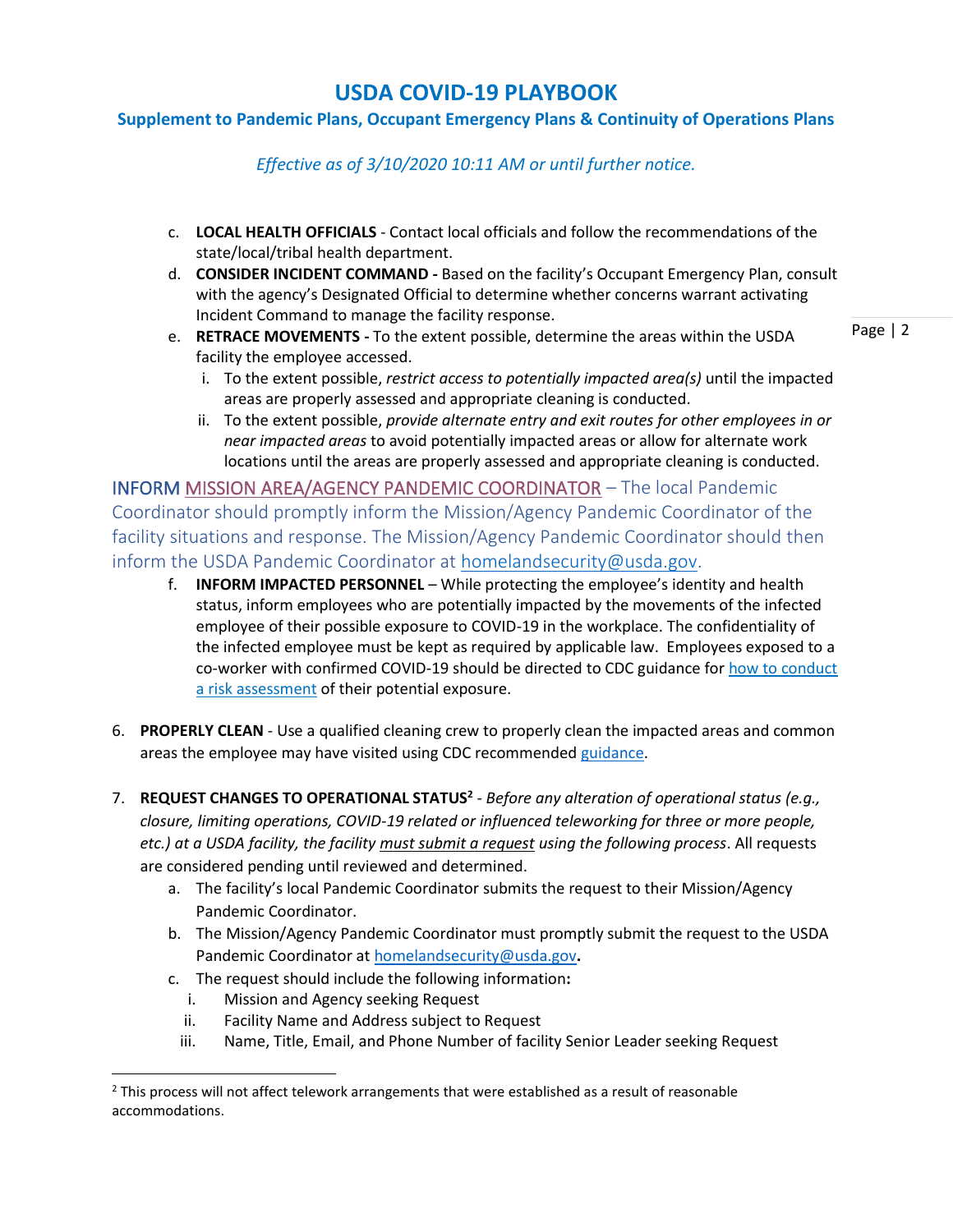c. **LOCAL HEALTH OFFICIALS** - Contact local officials and follow the recommendations of the state/local/tribal health department.

d. **CONSIDER INCIDENT COMMAND -** Based on the facility's Occupant Emergency Plan, consult with the agency's Designated Official to determine whether concerns warrant activating Incident Command to manage the facility response.

e. **RETRACE MOVEMENTS -** To the extent possible, determine the areas within the USDA facility the employee accessed.

   i. To the extent possible, *restrict access to potentially impacted area(s)* until the impacted areas are properly assessed and appropriate cleaning is conducted.

   ii. To the extent possible, *provide alternate entry and exit routes for other employees in or near impacted areas* to avoid potentially impacted areas or allow for alternate work locations until the areas are properly assessed and appropriate cleaning is conducted.

INFORM MISSION AREA/AGENCY PANDEMIC COORDINATOR – The local Pandemic Coordinator should promptly inform the Mission/Agency Pandemic Coordinator of the facility situations and response. The Mission/Agency Pandemic Coordinator should then inform the USDA Pandemic Coordinator at homelandsecurity@usda.gov.

f. **INFORM IMPACTED PERSONNEL** – While protecting the employee's identity and health status, inform employees who are potentially impacted by the movements of the infected employee of their possible exposure to COVID-19 in the workplace. The confidentiality of the infected employee must be kept as required by applicable law. Employees exposed to a co-worker with confirmed COVID-19 should be directed to CDC guidance for how to conduct a risk assessment of their potential exposure.

6. **PROPERLY CLEAN** - Use a qualified cleaning crew to properly clean the impacted areas and common areas the employee may have visited using CDC recommended guidance.

7. **REQUEST CHANGES TO OPERATIONAL STATUS**[2] - *Before any alteration of operational status (e.g., closure, limiting operations, COVID-19 related or influenced teleworking for three or more people, etc.) at a USDA facility, the facility must submit a request using the following process*. All requests are considered pending until reviewed and determined.

   a. The facility's local Pandemic Coordinator submits the request to their Mission/Agency Pandemic Coordinator.

   b. The Mission/Agency Pandemic Coordinator must promptly submit the request to the USDA Pandemic Coordinator at homelandsecurity@usda.gov**.**

   c. The request should include the following information**:**

      i. Mission and Agency seeking Request

      ii. Facility Name and Address subject to Request

      iii. Name, Title, Email, and Phone Number of facility Senior Leader seeking Request

---

[2] This process will not affect telework arrangements that were established as a result of reasonable accommodations.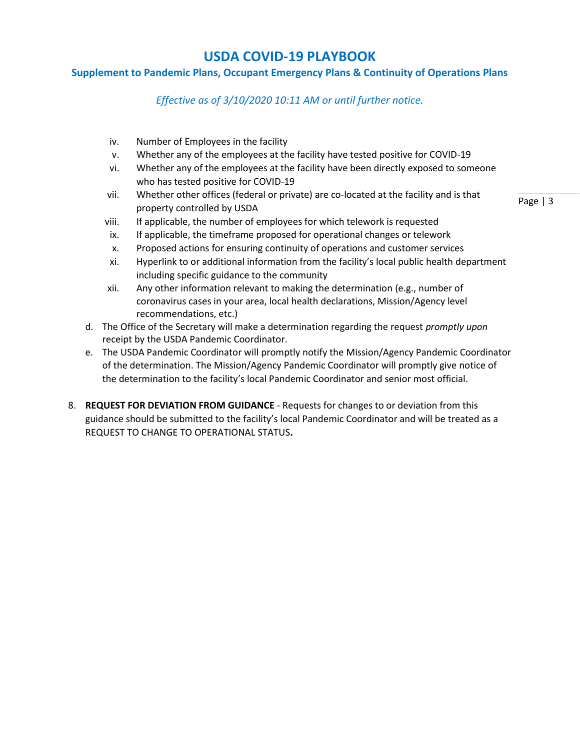iv. Number of Employees in the facility
v. Whether any of the employees at the facility have tested positive for COVID-19
vi. Whether any of the employees at the facility have been directly exposed to someone who has tested positive for COVID-19
vii. Whether other offices (federal or private) are co-located at the facility and is that property controlled by USDA
viii. If applicable, the number of employees for which telework is requested
ix. If applicable, the timeframe proposed for operational changes or telework
x. Proposed actions for ensuring continuity of operations and customer services
xi. Hyperlink to or additional information from the facility's local public health department including specific guidance to the community
xii. Any other information relevant to making the determination (e.g., number of coronavirus cases in your area, local health declarations, Mission/Agency level recommendations, etc.)

d. The Office of the Secretary will make a determination regarding the request *promptly upon* receipt by the USDA Pandemic Coordinator.
e. The USDA Pandemic Coordinator will promptly notify the Mission/Agency Pandemic Coordinator of the determination. The Mission/Agency Pandemic Coordinator will promptly give notice of the determination to the facility's local Pandemic Coordinator and senior most official.

8. **REQUEST FOR DEVIATION FROM GUIDANCE** - Requests for changes to or deviation from this guidance should be submitted to the facility's local Pandemic Coordinator and will be treated as a REQUEST TO CHANGE TO OPERATIONAL STATUS**.**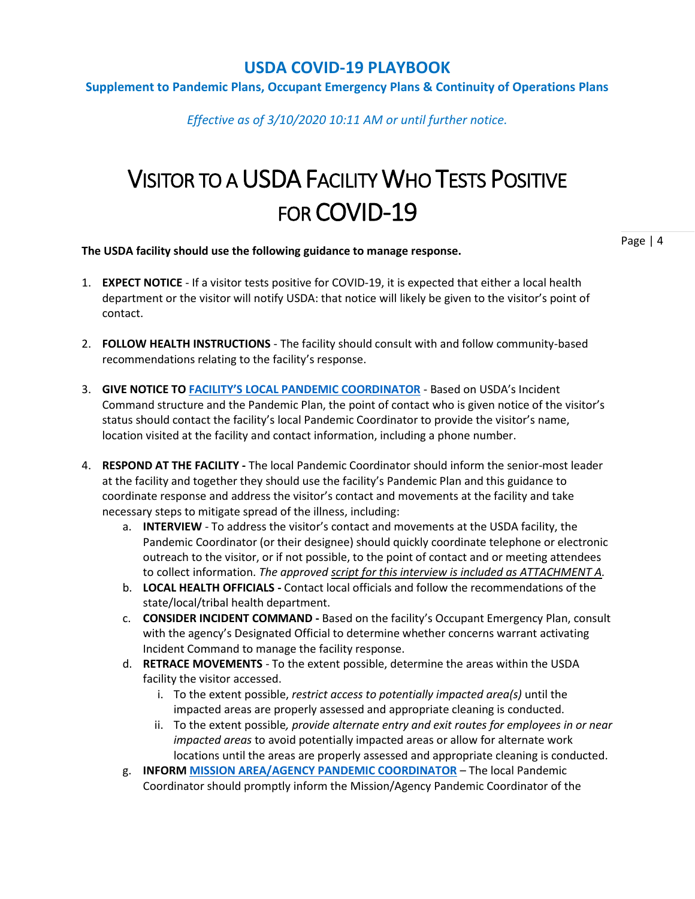**USDA COVID-19 PLAYBOOK**

**Supplement to Pandemic Plans, Occupant Emergency Plans & Continuity of Operations Plans**

*Effective as of 3/10/2020 10:11 AM or until further notice.*

# VISITOR TO A USDA FACILITY WHO TESTS POSITIVE FOR COVID-19

**The USDA facility should use the following guidance to manage response.**

1. **EXPECT NOTICE** - If a visitor tests positive for COVID-19, it is expected that either a local health department or the visitor will notify USDA: that notice will likely be given to the visitor's point of contact.

2. **FOLLOW HEALTH INSTRUCTIONS** - The facility should consult with and follow community-based recommendations relating to the facility's response.

3. **GIVE NOTICE TO FACILITY'S LOCAL PANDEMIC COORDINATOR** - Based on USDA's Incident Command structure and the Pandemic Plan, the point of contact who is given notice of the visitor's status should contact the facility's local Pandemic Coordinator to provide the visitor's name, location visited at the facility and contact information, including a phone number.

4. **RESPOND AT THE FACILITY -** The local Pandemic Coordinator should inform the senior-most leader at the facility and together they should use the facility's Pandemic Plan and this guidance to coordinate response and address the visitor's contact and movements at the facility and take necessary steps to mitigate spread of the illness, including:
   a. **INTERVIEW** - To address the visitor's contact and movements at the USDA facility, the Pandemic Coordinator (or their designee) should quickly coordinate telephone or electronic outreach to the visitor, or if not possible, to the point of contact and or meeting attendees to collect information. *The approved script for this interview is included as ATTACHMENT A.*
   b. **LOCAL HEALTH OFFICIALS -** Contact local officials and follow the recommendations of the state/local/tribal health department.
   c. **CONSIDER INCIDENT COMMAND -** Based on the facility's Occupant Emergency Plan, consult with the agency's Designated Official to determine whether concerns warrant activating Incident Command to manage the facility response.
   d. **RETRACE MOVEMENTS** - To the extent possible, determine the areas within the USDA facility the visitor accessed.
      i. To the extent possible, *restrict access to potentially impacted area(s)* until the impacted areas are properly assessed and appropriate cleaning is conducted.
      ii. To the extent possible*, provide alternate entry and exit routes for employees in or near impacted areas* to avoid potentially impacted areas or allow for alternate work locations until the areas are properly assessed and appropriate cleaning is conducted.
   g. **INFORM MISSION AREA/AGENCY PANDEMIC COORDINATOR** – The local Pandemic Coordinator should promptly inform the Mission/Agency Pandemic Coordinator of the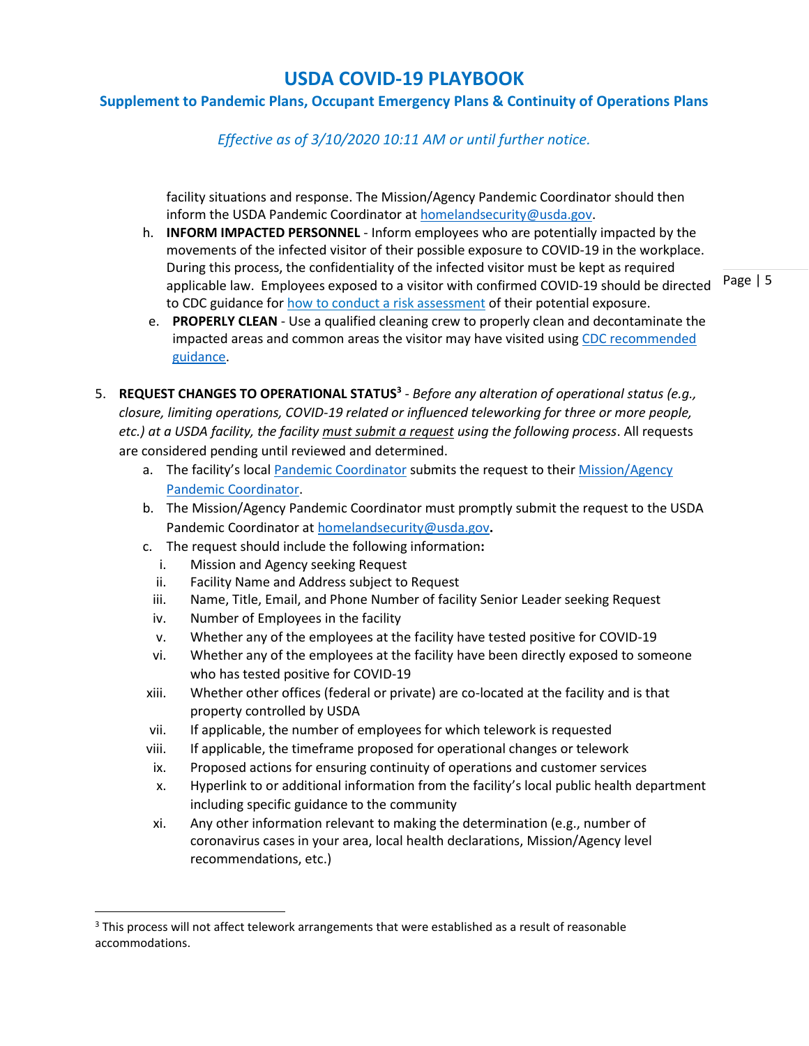facility situations and response. The Mission/Agency Pandemic Coordinator should then inform the USDA Pandemic Coordinator at [homelandsecurity@usda.gov](mailto:homelandsecurity@usda.gov).

h. **INFORM IMPACTED PERSONNEL** - Inform employees who are potentially impacted by the movements of the infected visitor of their possible exposure to COVID-19 in the workplace. During this process, the confidentiality of the infected visitor must be kept as required applicable law. Employees exposed to a visitor with confirmed COVID-19 should be directed to CDC guidance for how to conduct a risk assessment of their potential exposure.

e. **PROPERLY CLEAN** - Use a qualified cleaning crew to properly clean and decontaminate the impacted areas and common areas the visitor may have visited using CDC recommended guidance.

5. **REQUEST CHANGES TO OPERATIONAL STATUS**[3] - *Before any alteration of operational status (e.g., closure, limiting operations, COVID-19 related or influenced teleworking for three or more people, etc.) at a USDA facility, the facility <u>must submit a request</u> using the following process*. All requests are considered pending until reviewed and determined.
   a. The facility's local Pandemic Coordinator submits the request to their Mission/Agency Pandemic Coordinator.
   b. The Mission/Agency Pandemic Coordinator must promptly submit the request to the USDA Pandemic Coordinator at [homelandsecurity@usda.gov](mailto:homelandsecurity@usda.gov)**.**
   c. The request should include the following information**:**
      - i. Mission and Agency seeking Request
      - ii. Facility Name and Address subject to Request
      - iii. Name, Title, Email, and Phone Number of facility Senior Leader seeking Request
      - iv. Number of Employees in the facility
      - v. Whether any of the employees at the facility have tested positive for COVID-19
      - vi. Whether any of the employees at the facility have been directly exposed to someone who has tested positive for COVID-19
      - xiii. Whether other offices (federal or private) are co-located at the facility and is that property controlled by USDA
      - vii. If applicable, the number of employees for which telework is requested
      - viii. If applicable, the timeframe proposed for operational changes or telework
      - ix. Proposed actions for ensuring continuity of operations and customer services
      - x. Hyperlink to or additional information from the facility's local public health department including specific guidance to the community
      - xi. Any other information relevant to making the determination (e.g., number of coronavirus cases in your area, local health declarations, Mission/Agency level recommendations, etc.)

---

[3] This process will not affect telework arrangements that were established as a result of reasonable accommodations.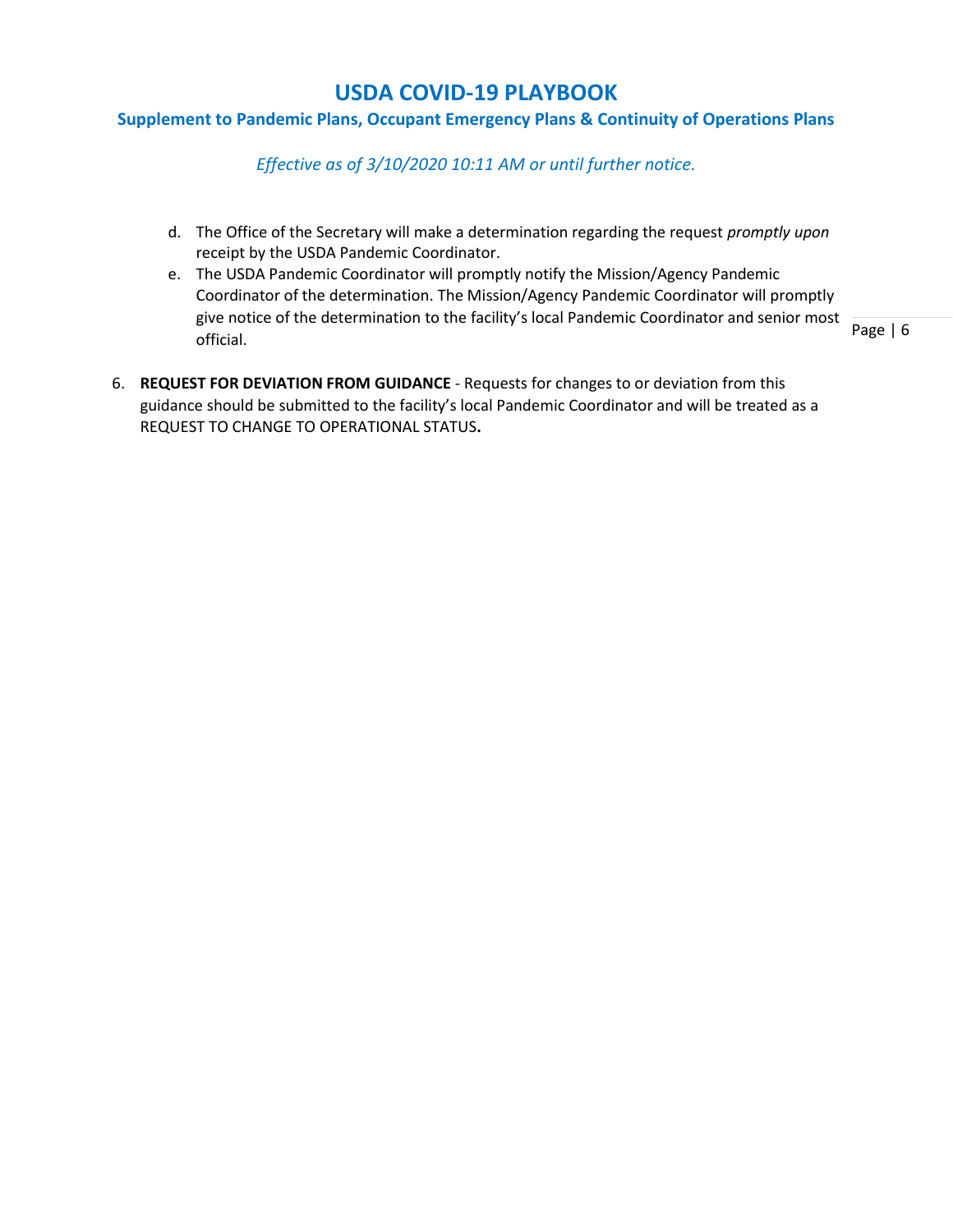d. The Office of the Secretary will make a determination regarding the request *promptly upon* receipt by the USDA Pandemic Coordinator.
e. The USDA Pandemic Coordinator will promptly notify the Mission/Agency Pandemic Coordinator of the determination. The Mission/Agency Pandemic Coordinator will promptly give notice of the determination to the facility's local Pandemic Coordinator and senior most official.

6. **REQUEST FOR DEVIATION FROM GUIDANCE** - Requests for changes to or deviation from this guidance should be submitted to the facility's local Pandemic Coordinator and will be treated as a REQUEST TO CHANGE TO OPERATIONAL STATUS**.**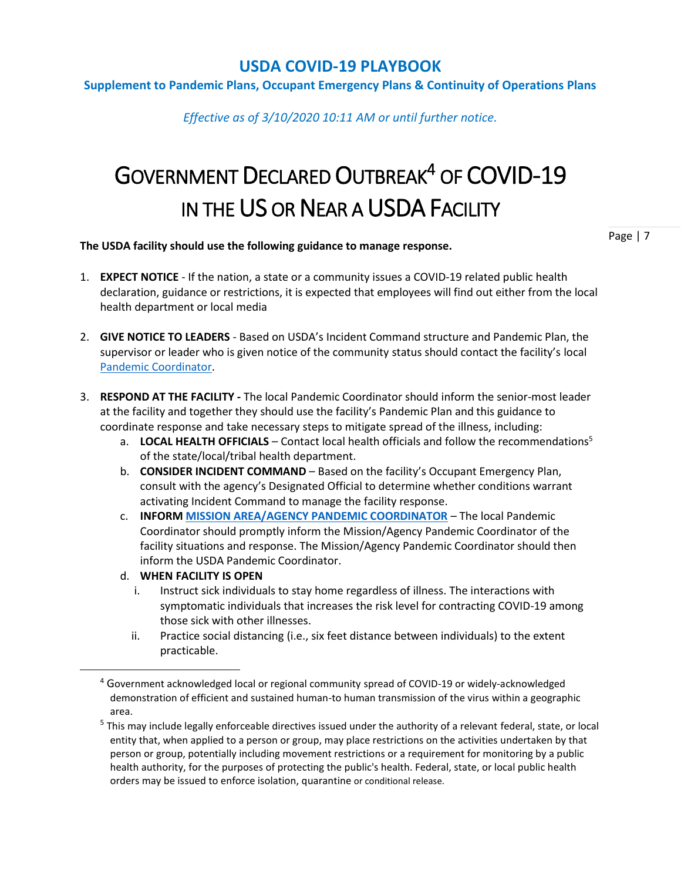**USDA COVID-19 PLAYBOOK**

**Supplement to Pandemic Plans, Occupant Emergency Plans & Continuity of Operations Plans**

*Effective as of 3/10/2020 10:11 AM or until further notice.*

# GOVERNMENT DECLARED OUTBREAK[4] OF COVID-19 IN THE US OR NEAR A USDA FACILITY

**The USDA facility should use the following guidance to manage response.**

1. **EXPECT NOTICE** - If the nation, a state or a community issues a COVID-19 related public health declaration, guidance or restrictions, it is expected that employees will find out either from the local health department or local media

2. **GIVE NOTICE TO LEADERS** - Based on USDA's Incident Command structure and Pandemic Plan, the supervisor or leader who is given notice of the community status should contact the facility's local Pandemic Coordinator.

3. **RESPOND AT THE FACILITY -** The local Pandemic Coordinator should inform the senior-most leader at the facility and together they should use the facility's Pandemic Plan and this guidance to coordinate response and take necessary steps to mitigate spread of the illness, including:
   a. **LOCAL HEALTH OFFICIALS** – Contact local health officials and follow the recommendations[5] of the state/local/tribal health department.
   b. **CONSIDER INCIDENT COMMAND** – Based on the facility's Occupant Emergency Plan, consult with the agency's Designated Official to determine whether conditions warrant activating Incident Command to manage the facility response.
   c. **INFORM MISSION AREA/AGENCY PANDEMIC COORDINATOR** – The local Pandemic Coordinator should promptly inform the Mission/Agency Pandemic Coordinator of the facility situations and response. The Mission/Agency Pandemic Coordinator should then inform the USDA Pandemic Coordinator.
   d. **WHEN FACILITY IS OPEN**
      i. Instruct sick individuals to stay home regardless of illness. The interactions with symptomatic individuals that increases the risk level for contracting COVID-19 among those sick with other illnesses.
      ii. Practice social distancing (i.e., six feet distance between individuals) to the extent practicable.

---

[4] Government acknowledged local or regional community spread of COVID-19 or widely-acknowledged demonstration of efficient and sustained human-to human transmission of the virus within a geographic area.

[5] This may include legally enforceable directives issued under the authority of a relevant federal, state, or local entity that, when applied to a person or group, may place restrictions on the activities undertaken by that person or group, potentially including movement restrictions or a requirement for monitoring by a public health authority, for the purposes of protecting the public's health. Federal, state, or local public health orders may be issued to enforce isolation, quarantine or conditional release.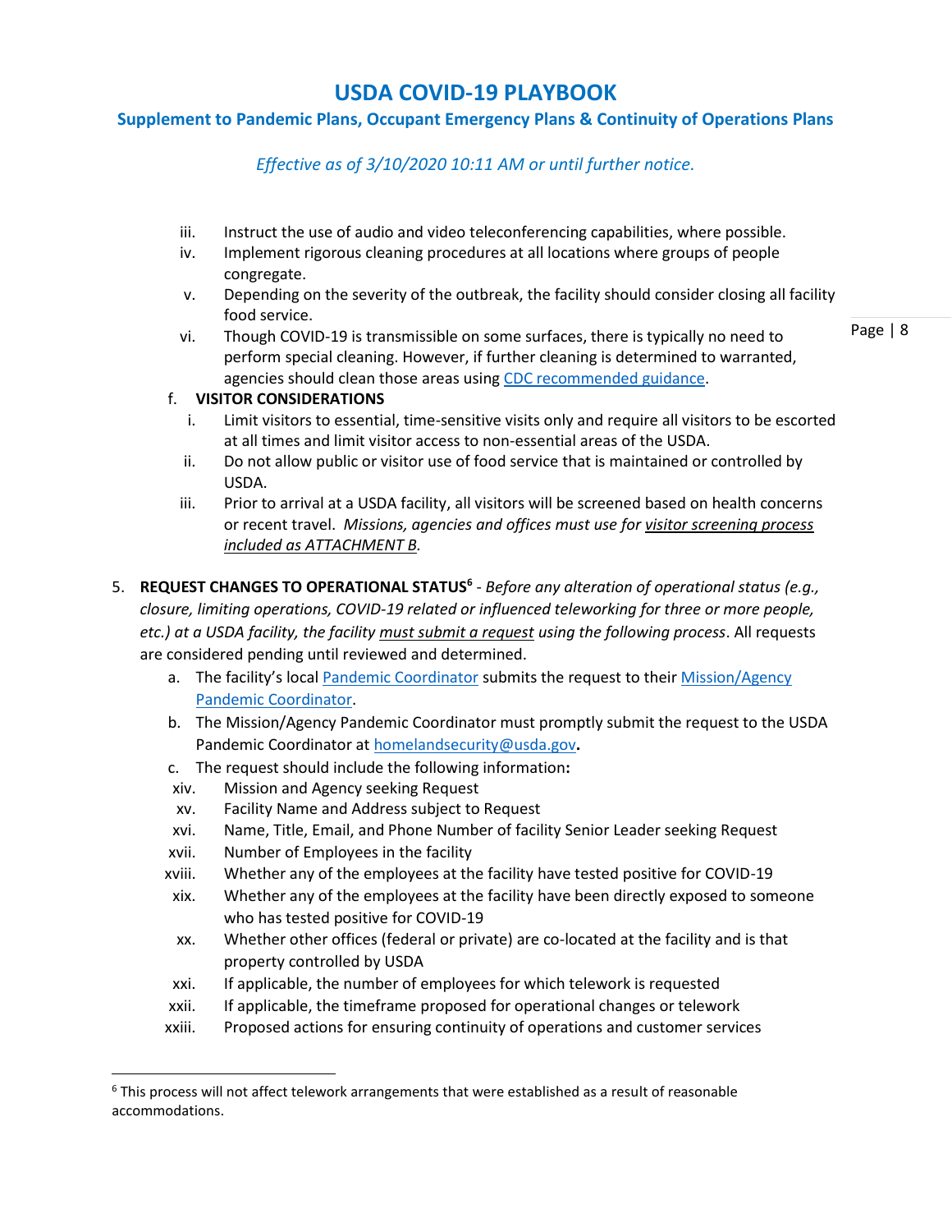iii. Instruct the use of audio and video teleconferencing capabilities, where possible.
iv. Implement rigorous cleaning procedures at all locations where groups of people congregate.
v. Depending on the severity of the outbreak, the facility should consider closing all facility food service.
vi. Though COVID-19 is transmissible on some surfaces, there is typically no need to perform special cleaning. However, if further cleaning is determined to warranted, agencies should clean those areas using [CDC recommended guidance](#).

f. **VISITOR CONSIDERATIONS**

i. Limit visitors to essential, time-sensitive visits only and require all visitors to be escorted at all times and limit visitor access to non-essential areas of the USDA.
ii. Do not allow public or visitor use of food service that is maintained or controlled by USDA.
iii. Prior to arrival at a USDA facility, all visitors will be screened based on health concerns or recent travel. *Missions, agencies and offices must use for visitor screening process included as ATTACHMENT B.*

5. **REQUEST CHANGES TO OPERATIONAL STATUS**[6] - *Before any alteration of operational status (e.g., closure, limiting operations, COVID-19 related or influenced teleworking for three or more people, etc.) at a USDA facility, the facility must submit a request using the following process*. All requests are considered pending until reviewed and determined.

a. The facility's local [Pandemic Coordinator](#) submits the request to their [Mission/Agency Pandemic Coordinator](#).
b. The Mission/Agency Pandemic Coordinator must promptly submit the request to the USDA Pandemic Coordinator at [homelandsecurity@usda.gov](mailto:homelandsecurity@usda.gov)**.**
c. The request should include the following information**:**

xiv. Mission and Agency seeking Request
xv. Facility Name and Address subject to Request
xvi. Name, Title, Email, and Phone Number of facility Senior Leader seeking Request
xvii. Number of Employees in the facility
xviii. Whether any of the employees at the facility have tested positive for COVID-19
xix. Whether any of the employees at the facility have been directly exposed to someone who has tested positive for COVID-19
xx. Whether other offices (federal or private) are co-located at the facility and is that property controlled by USDA
xxi. If applicable, the number of employees for which telework is requested
xxii. If applicable, the timeframe proposed for operational changes or telework
xxiii. Proposed actions for ensuring continuity of operations and customer services

---

[6] This process will not affect telework arrangements that were established as a result of reasonable accommodations.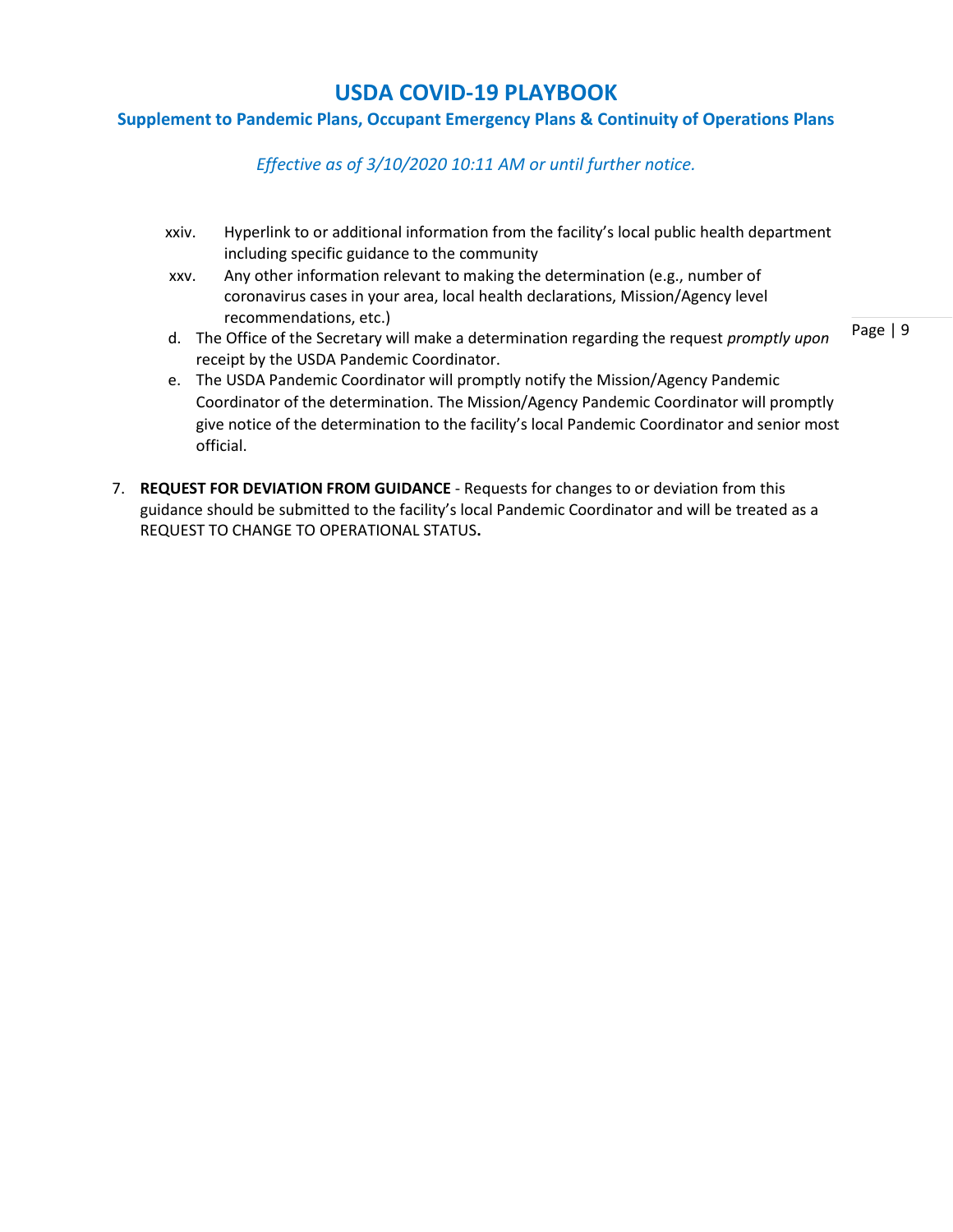xxiv. Hyperlink to or additional information from the facility's local public health department including specific guidance to the community

xxv. Any other information relevant to making the determination (e.g., number of coronavirus cases in your area, local health declarations, Mission/Agency level recommendations, etc.)

d. The Office of the Secretary will make a determination regarding the request *promptly upon* receipt by the USDA Pandemic Coordinator.

e. The USDA Pandemic Coordinator will promptly notify the Mission/Agency Pandemic Coordinator of the determination. The Mission/Agency Pandemic Coordinator will promptly give notice of the determination to the facility's local Pandemic Coordinator and senior most official.

7. **REQUEST FOR DEVIATION FROM GUIDANCE** - Requests for changes to or deviation from this guidance should be submitted to the facility's local Pandemic Coordinator and will be treated as a REQUEST TO CHANGE TO OPERATIONAL STATUS**.**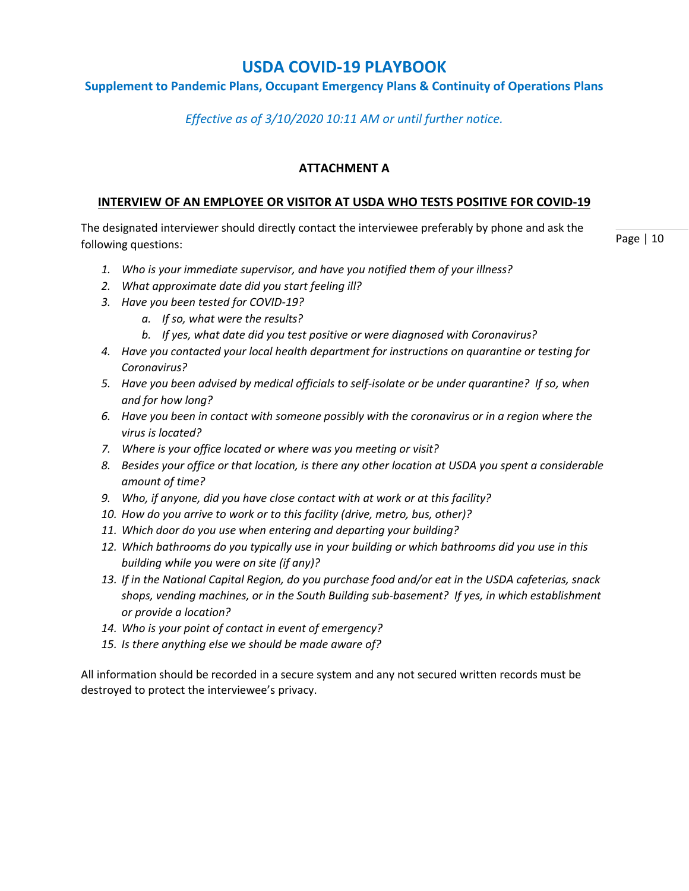# USDA COVID-19 PLAYBOOK

## Supplement to Pandemic Plans, Occupant Emergency Plans & Continuity of Operations Plans

*Effective as of 3/10/2020 10:11 AM or until further notice.*

**ATTACHMENT A**

**INTERVIEW OF AN EMPLOYEE OR VISITOR AT USDA WHO TESTS POSITIVE FOR COVID-19**

The designated interviewer should directly contact the interviewee preferably by phone and ask the following questions:

1. *Who is your immediate supervisor, and have you notified them of your illness?*
2. *What approximate date did you start feeling ill?*
3. *Have you been tested for COVID-19?*
   a. *If so, what were the results?*
   b. *If yes, what date did you test positive or were diagnosed with Coronavirus?*
4. *Have you contacted your local health department for instructions on quarantine or testing for Coronavirus?*
5. *Have you been advised by medical officials to self-isolate or be under quarantine? If so, when and for how long?*
6. *Have you been in contact with someone possibly with the coronavirus or in a region where the virus is located?*
7. *Where is your office located or where was you meeting or visit?*
8. *Besides your office or that location, is there any other location at USDA you spent a considerable amount of time?*
9. *Who, if anyone, did you have close contact with at work or at this facility?*
10. *How do you arrive to work or to this facility (drive, metro, bus, other)?*
11. *Which door do you use when entering and departing your building?*
12. *Which bathrooms do you typically use in your building or which bathrooms did you use in this building while you were on site (if any)?*
13. *If in the National Capital Region, do you purchase food and/or eat in the USDA cafeterias, snack shops, vending machines, or in the South Building sub-basement? If yes, in which establishment or provide a location?*
14. *Who is your point of contact in event of emergency?*
15. *Is there anything else we should be made aware of?*

All information should be recorded in a secure system and any not secured written records must be destroyed to protect the interviewee's privacy.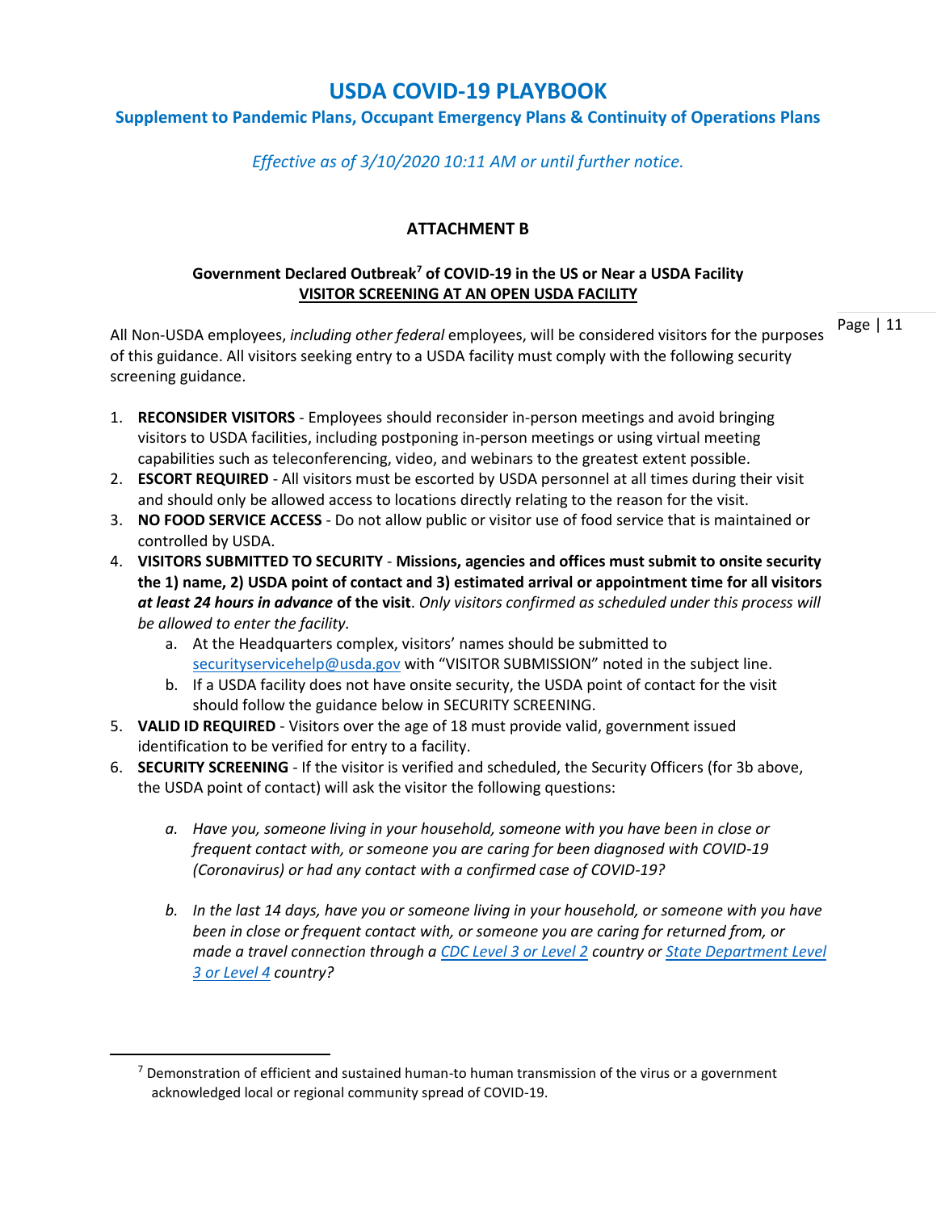# USDA COVID-19 PLAYBOOK

## Supplement to Pandemic Plans, Occupant Emergency Plans & Continuity of Operations Plans

*Effective as of 3/10/2020 10:11 AM or until further notice.*

### ATTACHMENT B

**Government Declared Outbreak[7] of COVID-19 in the US or Near a USDA Facility**
**<u>VISITOR SCREENING AT AN OPEN USDA FACILITY</u>**

All Non-USDA employees, *including other federal* employees, will be considered visitors for the purposes of this guidance. All visitors seeking entry to a USDA facility must comply with the following security screening guidance.

1. **RECONSIDER VISITORS** - Employees should reconsider in-person meetings and avoid bringing visitors to USDA facilities, including postponing in-person meetings or using virtual meeting capabilities such as teleconferencing, video, and webinars to the greatest extent possible.
2. **ESCORT REQUIRED** - All visitors must be escorted by USDA personnel at all times during their visit and should only be allowed access to locations directly relating to the reason for the visit.
3. **NO FOOD SERVICE ACCESS** - Do not allow public or visitor use of food service that is maintained or controlled by USDA.
4. **VISITORS SUBMITTED TO SECURITY** - **Missions, agencies and offices must submit to onsite security the 1) name, 2) USDA point of contact and 3) estimated arrival or appointment time for all visitors *at least 24 hours in advance* of the visit**. *Only visitors confirmed as scheduled under this process will be allowed to enter the facility.*
   a. At the Headquarters complex, visitors' names should be submitted to securityservicehelp@usda.gov with "VISITOR SUBMISSION" noted in the subject line.
   b. If a USDA facility does not have onsite security, the USDA point of contact for the visit should follow the guidance below in SECURITY SCREENING.
5. **VALID ID REQUIRED** - Visitors over the age of 18 must provide valid, government issued identification to be verified for entry to a facility.
6. **SECURITY SCREENING** - If the visitor is verified and scheduled, the Security Officers (for 3b above, the USDA point of contact) will ask the visitor the following questions:

   *a. Have you, someone living in your household, someone with you have been in close or frequent contact with, or someone you are caring for been diagnosed with COVID-19 (Coronavirus) or had any contact with a confirmed case of COVID-19?*

   *b. In the last 14 days, have you or someone living in your household, or someone with you have been in close or frequent contact with, or someone you are caring for returned from, or made a travel connection through a [CDC Level 3 or Level 2]() country or [State Department Level 3 or Level 4]() country?*

---

[7] Demonstration of efficient and sustained human-to human transmission of the virus or a government acknowledged local or regional community spread of COVID-19.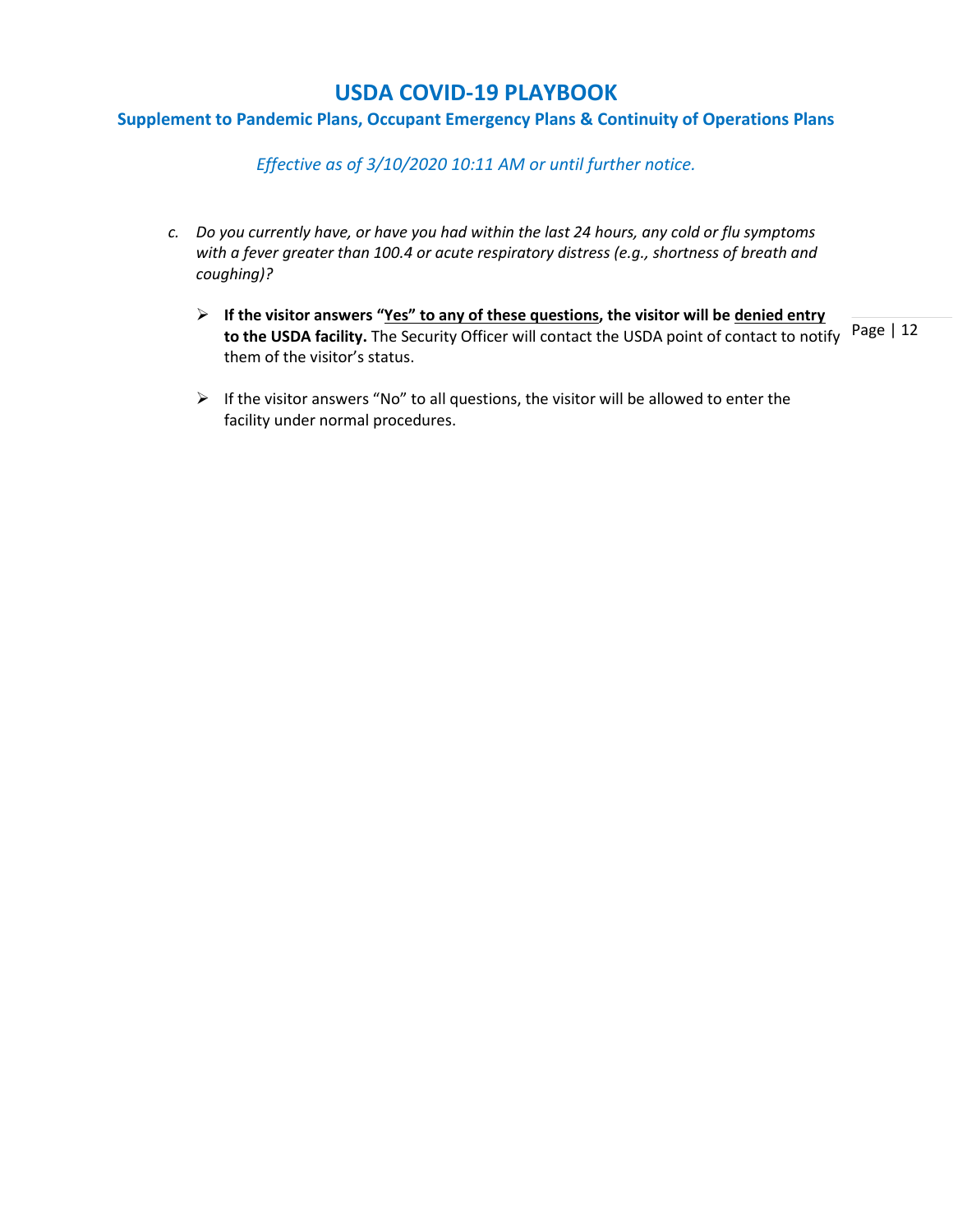*c. Do you currently have, or have you had within the last 24 hours, any cold or flu symptoms with a fever greater than 100.4 or acute respiratory distress (e.g., shortness of breath and coughing)?*

- **If the visitor answers "<u>Yes" to any of these questions</u>, the visitor will be <u>denied entry</u> to the USDA facility.** The Security Officer will contact the USDA point of contact to notify them of the visitor's status.

- If the visitor answers "No" to all questions, the visitor will be allowed to enter the facility under normal procedures.